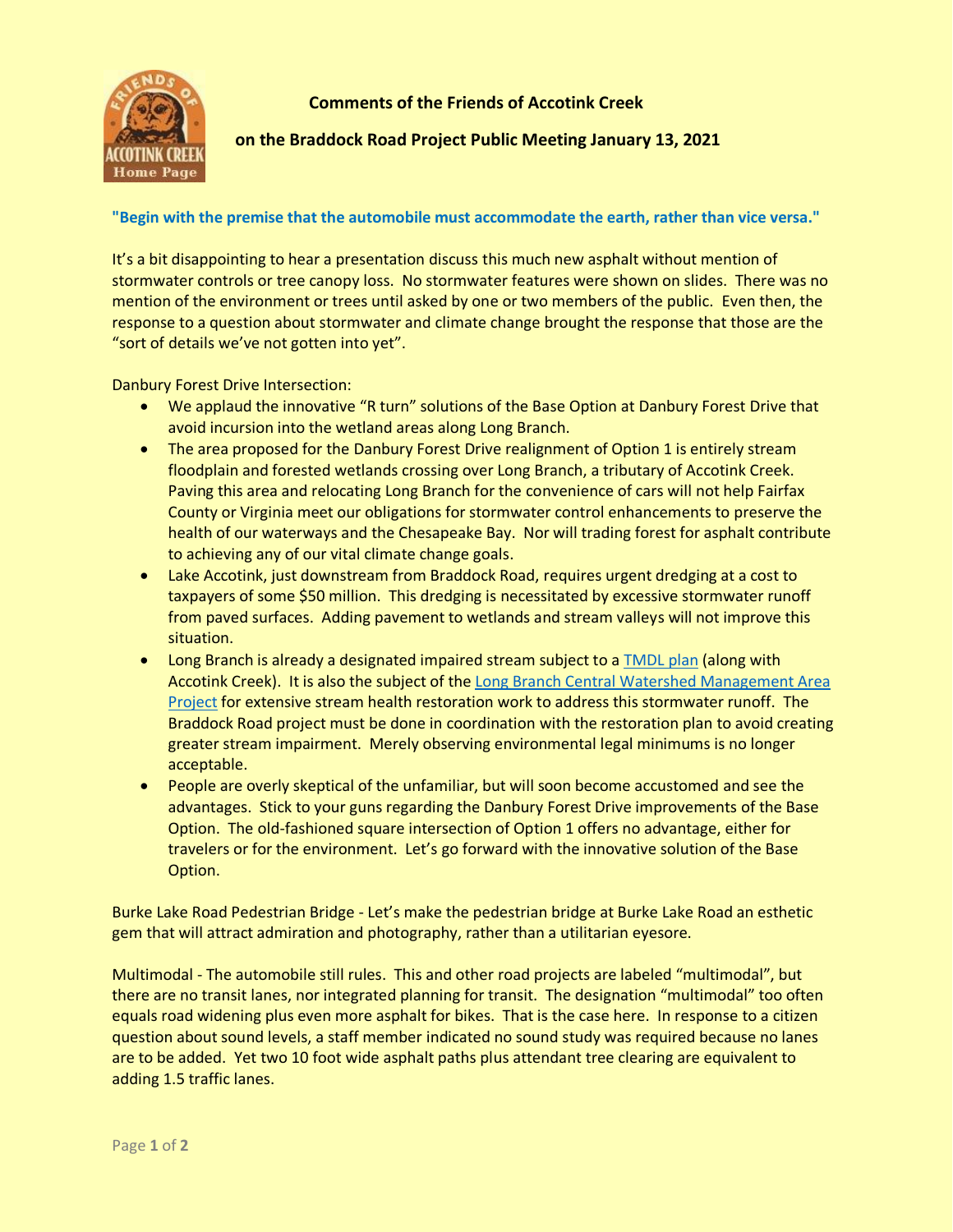**Comments of the Friends of Accotink Creek**

**on the Braddock Road Project Public Meeting January 13, 2021**

**"Begin with the premise that the automobile must accommodate the earth, rather than vice versa."**

It's a bit disappointing to hear a presentation discuss this much new asphalt without mention of stormwater controls or tree canopy loss. No stormwater features were shown on slides. There was no mention of the environment or trees until asked by one or two members of the public. Even then, the response to a question about stormwater and climate change brought the response that those are the "sort of details we've not gotten into yet".

Danbury Forest Drive Intersection:

- We applaud the innovative "R turn" solutions of the Base Option at Danbury Forest Drive that avoid incursion into the wetland areas along Long Branch.
- The area proposed for the Danbury Forest Drive realignment of Option 1 is entirely stream floodplain and forested wetlands crossing over Long Branch, a tributary of Accotink Creek. Paving this area and relocating Long Branch for the convenience of cars will not help Fairfax County or Virginia meet our obligations for stormwater control enhancements to preserve the health of our waterways and the Chesapeake Bay. Nor will trading forest for asphalt contribute to achieving any of our vital climate change goals.
- Lake Accotink, just downstream from Braddock Road, requires urgent dredging at a cost to taxpayers of some $50 million. This dredging is necessitated by excessive stormwater runoff from paved surfaces. Adding pavement to wetlands and stream valleys will not improve this situation.
- Long Branch is already a designated impaired stream subject to a TMDL plan (along with Accotink Creek). It is also the subject of the Long Branch Central Watershed Management Area Project for extensive stream health restoration work to address this stormwater runoff. The Braddock Road project must be done in coordination with the restoration plan to avoid creating greater stream impairment. Merely observing environmental legal minimums is no longer acceptable.
- People are overly skeptical of the unfamiliar, but will soon become accustomed and see the advantages. Stick to your guns regarding the Danbury Forest Drive improvements of the Base Option. The old-fashioned square intersection of Option 1 offers no advantage, either for travelers or for the environment. Let's go forward with the innovative solution of the Base Option.

Burke Lake Road Pedestrian Bridge - Let's make the pedestrian bridge at Burke Lake Road an esthetic gem that will attract admiration and photography, rather than a utilitarian eyesore.

Multimodal - The automobile still rules. This and other road projects are labeled "multimodal", but there are no transit lanes, nor integrated planning for transit. The designation "multimodal" too often equals road widening plus even more asphalt for bikes. That is the case here. In response to a citizen question about sound levels, a staff member indicated no sound study was required because no lanes are to be added. Yet two 10 foot wide asphalt paths plus attendant tree clearing are equivalent to adding 1.5 traffic lanes.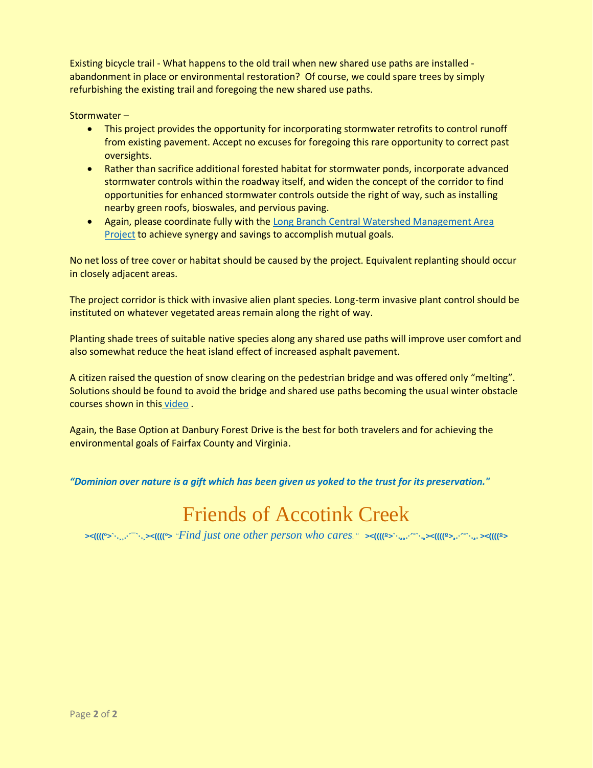Existing bicycle trail - What happens to the old trail when new shared use paths are installed - abandonment in place or environmental restoration? Of course, we could spare trees by simply refurbishing the existing trail and foregoing the new shared use paths.

Stormwater –

- This project provides the opportunity for incorporating stormwater retrofits to control runoff from existing pavement. Accept no excuses for foregoing this rare opportunity to correct past oversights.
- Rather than sacrifice additional forested habitat for stormwater ponds, incorporate advanced stormwater controls within the roadway itself, and widen the concept of the corridor to find opportunities for enhanced stormwater controls outside the right of way, such as installing nearby green roofs, bioswales, and pervious paving.
- Again, please coordinate fully with the Long Branch Central Watershed Management Area Project to achieve synergy and savings to accomplish mutual goals.

No net loss of tree cover or habitat should be caused by the project. Equivalent replanting should occur in closely adjacent areas.

The project corridor is thick with invasive alien plant species. Long-term invasive plant control should be instituted on whatever vegetated areas remain along the right of way.

Planting shade trees of suitable native species along any shared use paths will improve user comfort and also somewhat reduce the heat island effect of increased asphalt pavement.

A citizen raised the question of snow clearing on the pedestrian bridge and was offered only "melting". Solutions should be found to avoid the bridge and shared use paths becoming the usual winter obstacle courses shown in this video .

Again, the Base Option at Danbury Forest Drive is the best for both travelers and for achieving the environmental goals of Fairfax County and Virginia.

***"Dominion over nature is a gift which has been given us yoked to the trust for its preservation."***

Friends of Accotink Creek

><((((º>`·.¸¸.·´¯`·.¸><((((º> *"Find just one other person who cares."* ><((((º>`·.¸¸.·´¯`·.¸><((((º>¸.·´¯`·.¸. ><((((º>